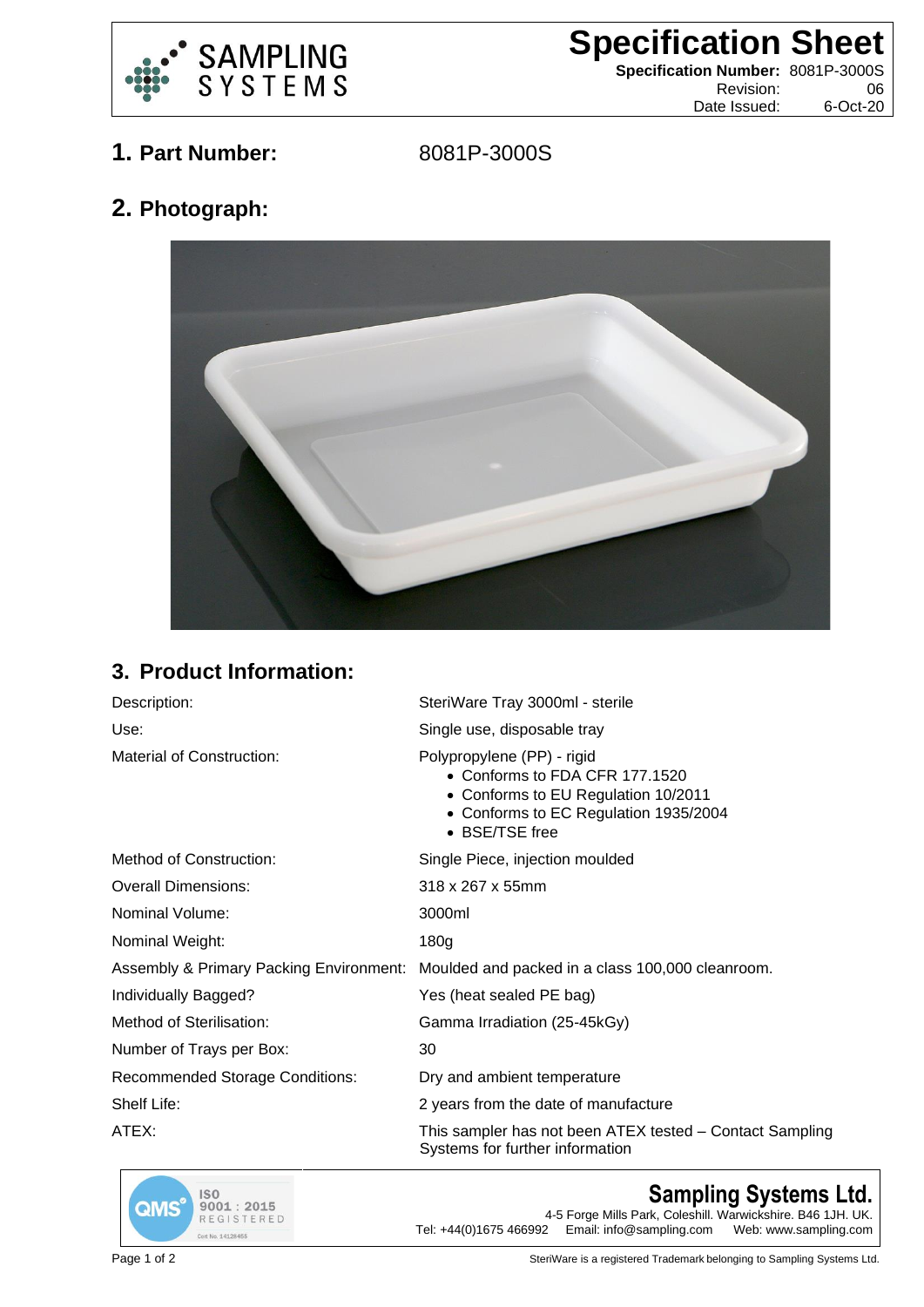# Specification Sheet

**Specification Number:** 8081P-3000S
Revision: 06
Date Issued: 6-Oct-20

## 1. Part Number: 8081P-3000S

## 2. Photograph:

## 3. Product Information:

| | |
|---|---|
| Description: | SteriWare Tray 3000ml - sterile |
| Use: | Single use, disposable tray |
| Material of Construction: | Polypropylene (PP) - rigid<br>• Conforms to FDA CFR 177.1520<br>• Conforms to EU Regulation 10/2011<br>• Conforms to EC Regulation 1935/2004<br>• BSE/TSE free |
| Method of Construction: | Single Piece, injection moulded |
| Overall Dimensions: | 318 x 267 x 55mm |
| Nominal Volume: | 3000ml |
| Nominal Weight: | 180g |
| Assembly & Primary Packing Environment: | Moulded and packed in a class 100,000 cleanroom. |
| Individually Bagged? | Yes (heat sealed PE bag) |
| Method of Sterilisation: | Gamma Irradiation (25-45kGy) |
| Number of Trays per Box: | 30 |
| Recommended Storage Conditions: | Dry and ambient temperature |
| Shelf Life: | 2 years from the date of manufacture |
| ATEX: | This sampler has not been ATEX tested – Contact Sampling Systems for further information |

QMS ISO 9001 : 2015 REGISTERED Cert No. 14128455

**Sampling Systems Ltd.**
4-5 Forge Mills Park, Coleshill. Warwickshire. B46 1JH. UK.
Tel: +44(0)1675 466992 Email: info@sampling.com Web: www.sampling.com

SteriWare is a registered Trademark belonging to Sampling Systems Ltd.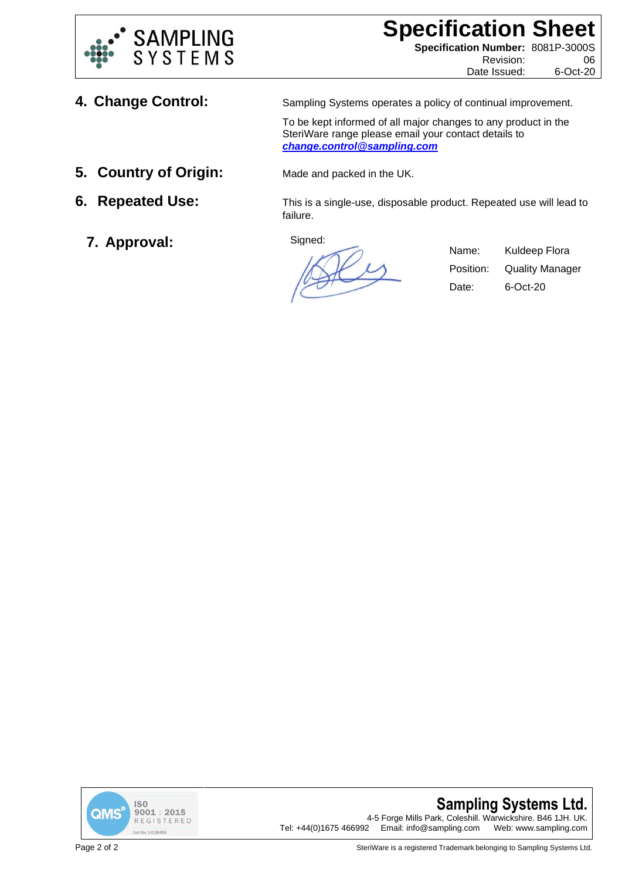## 4. Change Control:

Sampling Systems operates a policy of continual improvement.

To be kept informed of all major changes to any product in the SteriWare range please email your contact details to ***change.control@sampling.com***

## 5. Country of Origin:

Made and packed in the UK.

## 6. Repeated Use:

This is a single-use, disposable product. Repeated use will lead to failure.

## 7. Approval:

Signed:

| | |
|---|---|
| Name: | Kuldeep Flora |
| Position: | Quality Manager |
| Date: | 6-Oct-20 |

**Sampling Systems Ltd.**
4-5 Forge Mills Park, Coleshill. Warwickshire. B46 1JH. UK.
Tel: +44(0)1675 466992 Email: info@sampling.com Web: www.sampling.com

SteriWare is a registered Trademark belonging to Sampling Systems Ltd.